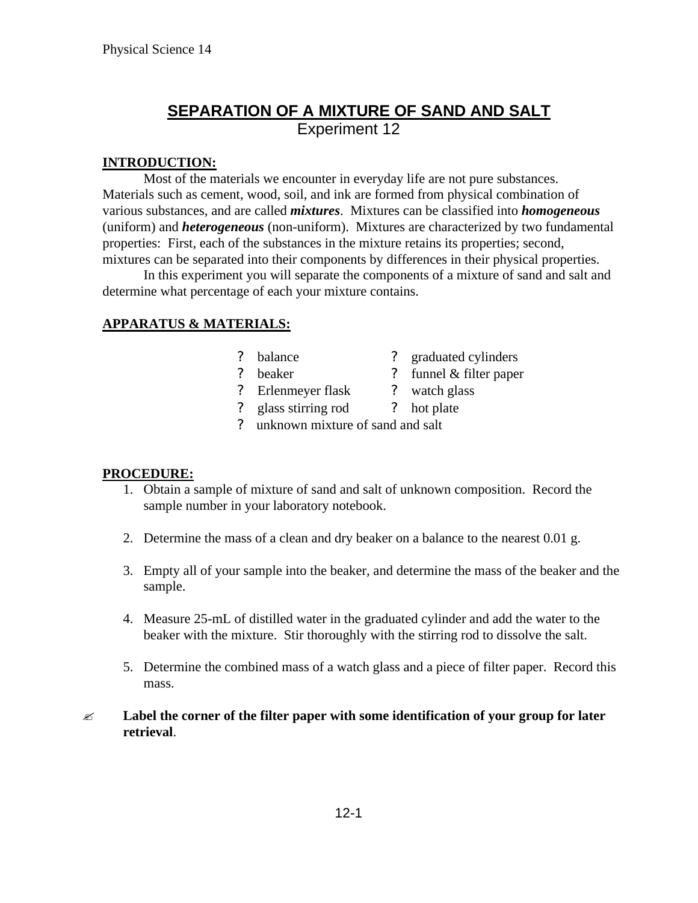# SEPARATION OF A MIXTURE OF SAND AND SALT

Experiment 12

## INTRODUCTION:

Most of the materials we encounter in everyday life are not pure substances. Materials such as cement, wood, soil, and ink are formed from physical combination of various substances, and are called ***mixtures***. Mixtures can be classified into ***homogeneous*** (uniform) and ***heterogeneous*** (non-uniform). Mixtures are characterized by two fundamental properties: First, each of the substances in the mixture retains its properties; second, mixtures can be separated into their components by differences in their physical properties.

In this experiment you will separate the components of a mixture of sand and salt and determine what percentage of each your mixture contains.

## APPARATUS & MATERIALS:

- balance
- graduated cylinders
- beaker
- funnel & filter paper
- Erlenmeyer flask
- watch glass
- glass stirring rod
- hot plate
- unknown mixture of sand and salt

## PROCEDURE:

1. Obtain a sample of mixture of sand and salt of unknown composition. Record the sample number in your laboratory notebook.

2. Determine the mass of a clean and dry beaker on a balance to the nearest 0.01 g.

3. Empty all of your sample into the beaker, and determine the mass of the beaker and the sample.

4. Measure 25-mL of distilled water in the graduated cylinder and add the water to the beaker with the mixture. Stir thoroughly with the stirring rod to dissolve the salt.

5. Determine the combined mass of a watch glass and a piece of filter paper. Record this mass.

✍ **Label the corner of the filter paper with some identification of your group for later retrieval**.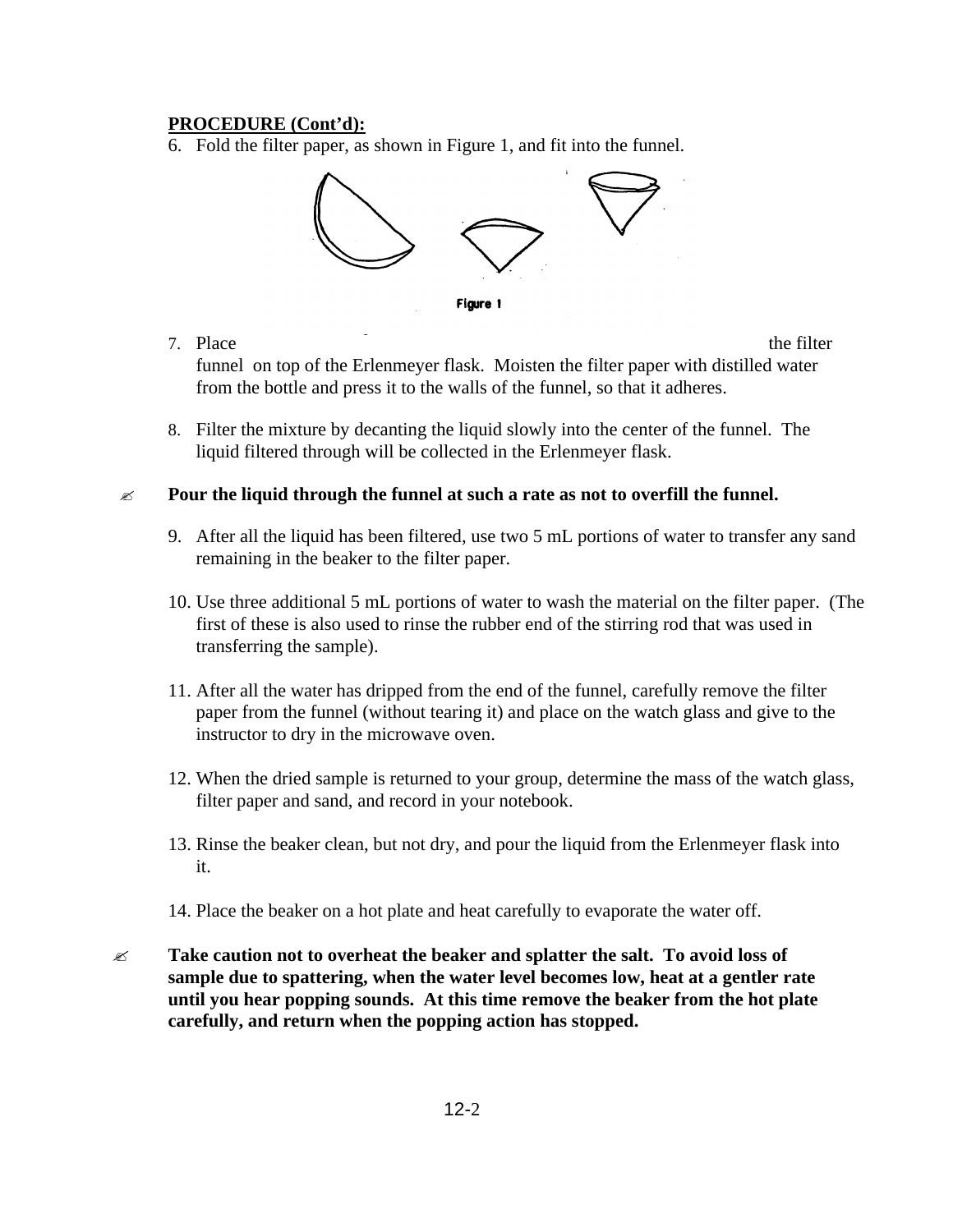**PROCEDURE (Cont'd):**

6. Fold the filter paper, as shown in Figure 1, and fit into the funnel.

Figure 1

7. Place the filter funnel on top of the Erlenmeyer flask. Moisten the filter paper with distilled water from the bottle and press it to the walls of the funnel, so that it adheres.

8. Filter the mixture by decanting the liquid slowly into the center of the funnel. The liquid filtered through will be collected in the Erlenmeyer flask.

✍ **Pour the liquid through the funnel at such a rate as not to overfill the funnel.**

9. After all the liquid has been filtered, use two 5 mL portions of water to transfer any sand remaining in the beaker to the filter paper.

10. Use three additional 5 mL portions of water to wash the material on the filter paper. (The first of these is also used to rinse the rubber end of the stirring rod that was used in transferring the sample).

11. After all the water has dripped from the end of the funnel, carefully remove the filter paper from the funnel (without tearing it) and place on the watch glass and give to the instructor to dry in the microwave oven.

12. When the dried sample is returned to your group, determine the mass of the watch glass, filter paper and sand, and record in your notebook.

13. Rinse the beaker clean, but not dry, and pour the liquid from the Erlenmeyer flask into it.

14. Place the beaker on a hot plate and heat carefully to evaporate the water off.

✍ **Take caution not to overheat the beaker and splatter the salt. To avoid loss of sample due to spattering, when the water level becomes low, heat at a gentler rate until you hear popping sounds. At this time remove the beaker from the hot plate carefully, and return when the popping action has stopped.**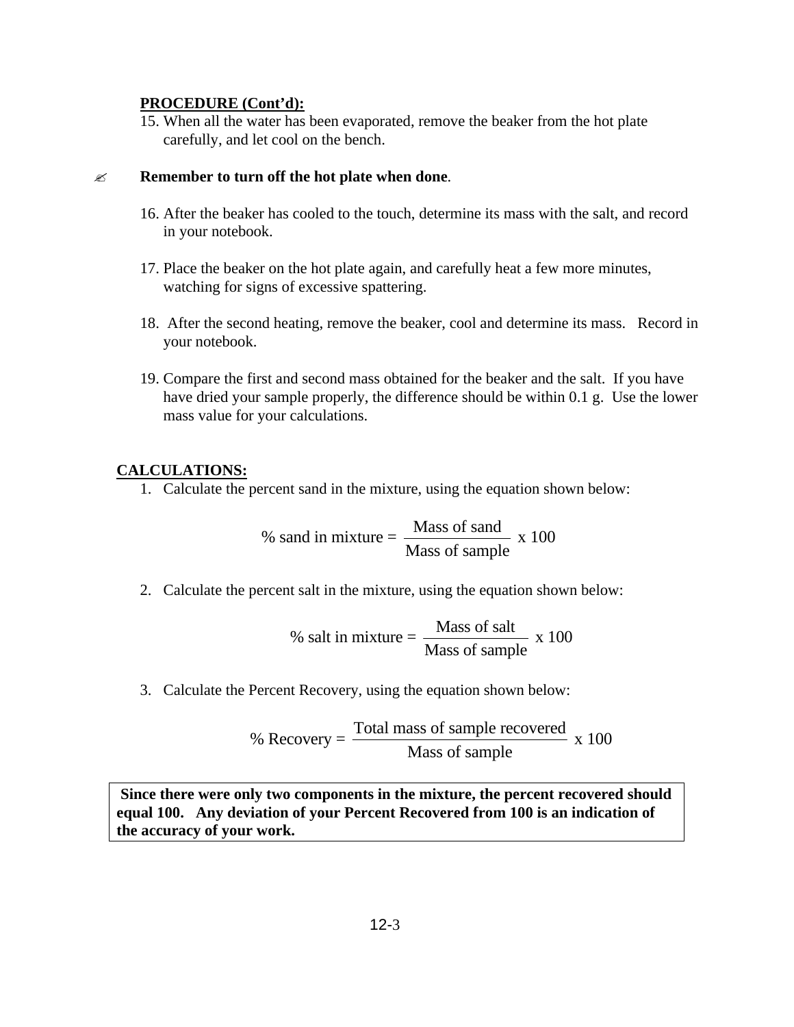**PROCEDURE (Cont'd):**

15. When all the water has been evaporated, remove the beaker from the hot plate carefully, and let cool on the bench.

✍ **Remember to turn off the hot plate when done**.

16. After the beaker has cooled to the touch, determine its mass with the salt, and record in your notebook.

17. Place the beaker on the hot plate again, and carefully heat a few more minutes, watching for signs of excessive spattering.

18. After the second heating, remove the beaker, cool and determine its mass. Record in your notebook.

19. Compare the first and second mass obtained for the beaker and the salt. If you have have dried your sample properly, the difference should be within 0.1 g. Use the lower mass value for your calculations.

**CALCULATIONS:**

1. Calculate the percent sand in the mixture, using the equation shown below:

$$\text{\% sand in mixture} = \frac{\text{Mass of sand}}{\text{Mass of sample}} \times 100$$

2. Calculate the percent salt in the mixture, using the equation shown below:

$$\text{\% salt in mixture} = \frac{\text{Mass of salt}}{\text{Mass of sample}} \times 100$$

3. Calculate the Percent Recovery, using the equation shown below:

$$\text{\% Recovery} = \frac{\text{Total mass of sample recovered}}{\text{Mass of sample}} \times 100$$

**Since there were only two components in the mixture, the percent recovered should equal 100. Any deviation of your Percent Recovered from 100 is an indication of the accuracy of your work.**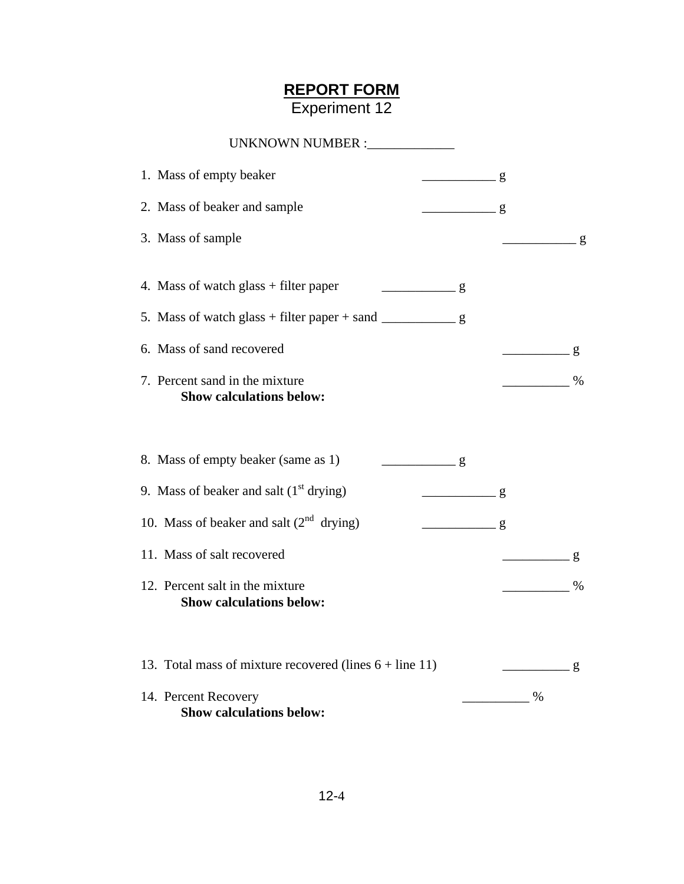# REPORT FORM

## Experiment 12

UNKNOWN NUMBER :_____________

1. Mass of empty beaker ___________ g

2. Mass of beaker and sample ___________ g

3. Mass of sample ___________ g

4. Mass of watch glass + filter paper ___________ g

5. Mass of watch glass + filter paper + sand ___________ g

6. Mass of sand recovered __________ g

7. Percent sand in the mixture __________ %

   **Show calculations below:**

8. Mass of empty beaker (same as 1) ___________ g

9. Mass of beaker and salt (1st drying) ___________ g

10. Mass of beaker and salt (2nd drying) ___________ g

11. Mass of salt recovered __________ g

12. Percent salt in the mixture __________ %

    **Show calculations below:**

13. Total mass of mixture recovered (lines 6 + line 11) __________ g

14. Percent Recovery __________ %

    **Show calculations below:**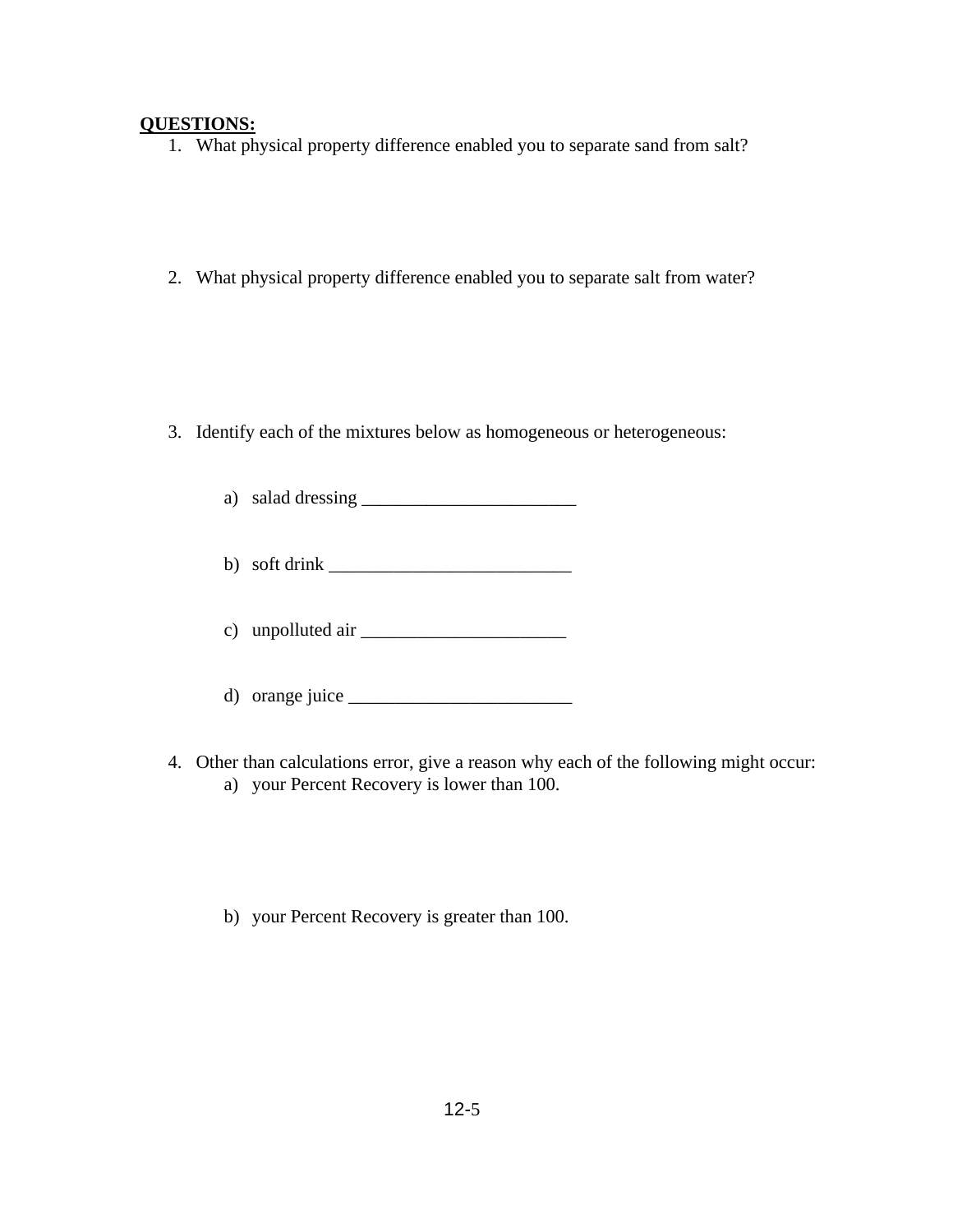**QUESTIONS:**

1. What physical property difference enabled you to separate sand from salt?

2. What physical property difference enabled you to separate salt from water?

3. Identify each of the mixtures below as homogeneous or heterogeneous:

   a) salad dressing ________________________

   b) soft drink ___________________________

   c) unpolluted air ______________________

   d) orange juice _________________________

4. Other than calculations error, give a reason why each of the following might occur:
   a) your Percent Recovery is lower than 100.

   b) your Percent Recovery is greater than 100.